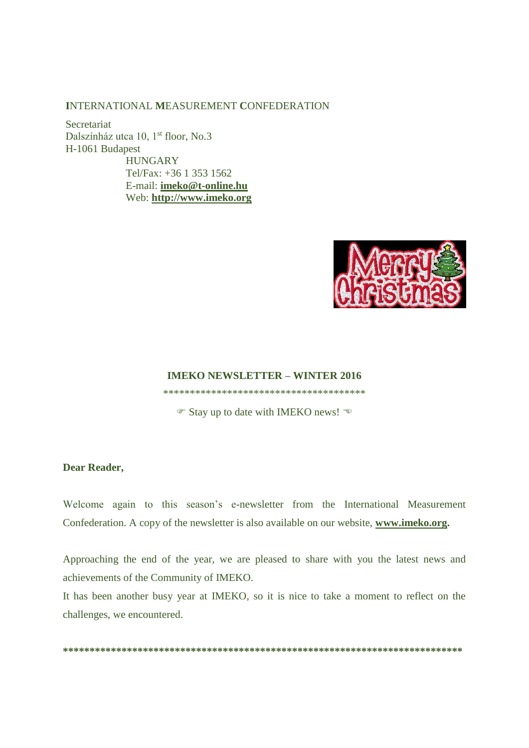**I**NTERNATIONAL **M**EASUREMENT **C**ONFEDERATION

Secretariat
Dalszínház utca 10, 1st floor, No.3
H-1061 Budapest
HUNGARY
Tel/Fax: +36 1 353 1562
E-mail: **imeko@t-online.hu**
Web: **http://www.imeko.org**

**IMEKO NEWSLETTER – WINTER 2016**

***************************************

☞ Stay up to date with IMEKO news! ☜

**Dear Reader,**

Welcome again to this season's e-newsletter from the International Measurement Confederation. A copy of the newsletter is also available on our website, **www.imeko.org.**

Approaching the end of the year, we are pleased to share with you the latest news and achievements of the Community of IMEKO.
It has been another busy year at IMEKO, so it is nice to take a moment to reflect on the challenges, we encountered.

**************************************************************************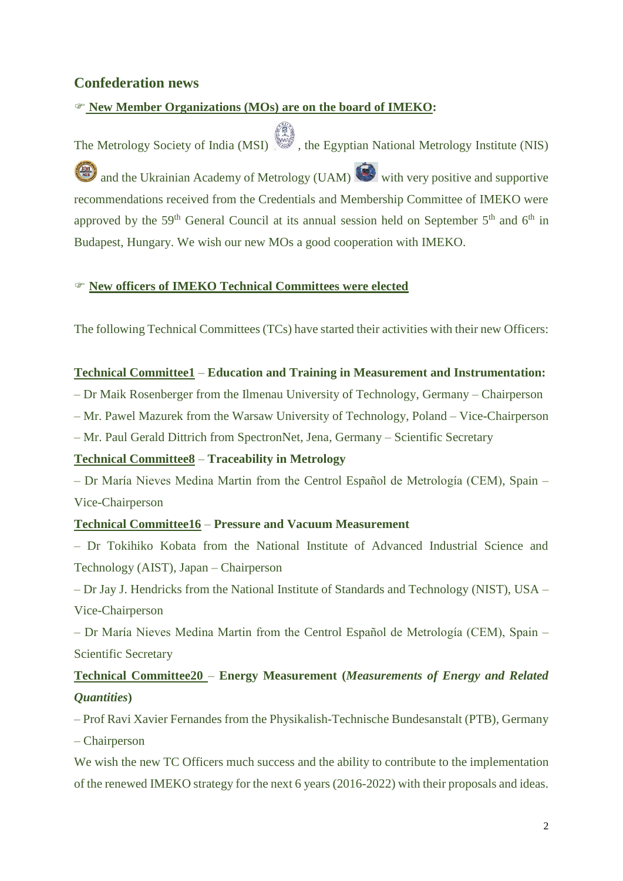## Confederation news

☞ **New Member Organizations (MOs) are on the board of IMEKO:**

The Metrology Society of India (MSI), the Egyptian National Metrology Institute (NIS) and the Ukrainian Academy of Metrology (UAM) with very positive and supportive recommendations received from the Credentials and Membership Committee of IMEKO were approved by the 59th General Council at its annual session held on September 5th and 6th in Budapest, Hungary. We wish our new MOs a good cooperation with IMEKO.

☞ **New officers of IMEKO Technical Committees were elected**

The following Technical Committees (TCs) have started their activities with their new Officers:

**Technical Committee1 – Education and Training in Measurement and Instrumentation:**

– Dr Maik Rosenberger from the Ilmenau University of Technology, Germany – Chairperson

– Mr. Pawel Mazurek from the Warsaw University of Technology, Poland – Vice-Chairperson

– Mr. Paul Gerald Dittrich from SpectronNet, Jena, Germany – Scientific Secretary

**Technical Committee8 – Traceability in Metrology**

– Dr María Nieves Medina Martin from the Centrol Español de Metrología (CEM), Spain – Vice-Chairperson

**Technical Committee16 – Pressure and Vacuum Measurement**

– Dr Tokihiko Kobata from the National Institute of Advanced Industrial Science and Technology (AIST), Japan – Chairperson

– Dr Jay J. Hendricks from the National Institute of Standards and Technology (NIST), USA – Vice-Chairperson

– Dr María Nieves Medina Martin from the Centrol Español de Metrología (CEM), Spain – Scientific Secretary

**Technical Committee20 – Energy Measurement (*Measurements of Energy and Related Quantities*)**

– Prof Ravi Xavier Fernandes from the Physikalish-Technische Bundesanstalt (PTB), Germany – Chairperson

We wish the new TC Officers much success and the ability to contribute to the implementation of the renewed IMEKO strategy for the next 6 years (2016-2022) with their proposals and ideas.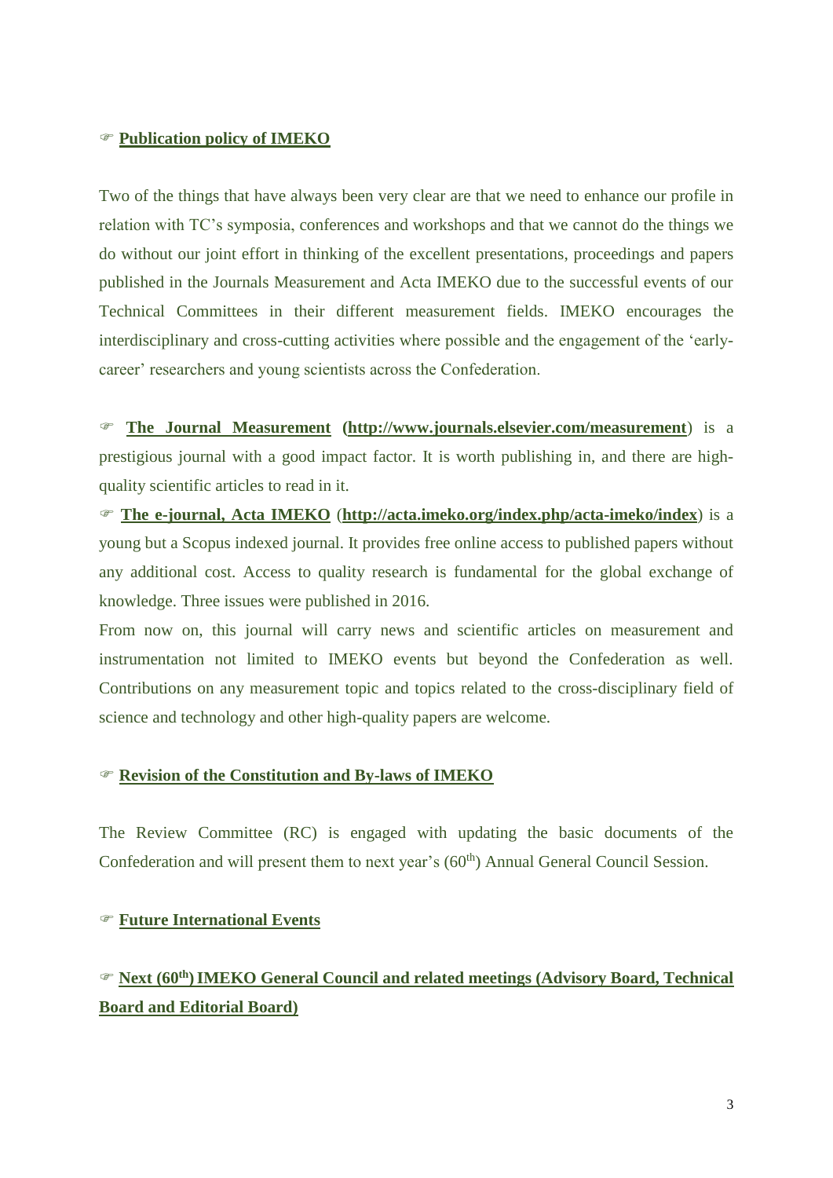☞ **Publication policy of IMEKO**

Two of the things that have always been very clear are that we need to enhance our profile in relation with TC's symposia, conferences and workshops and that we cannot do the things we do without our joint effort in thinking of the excellent presentations, proceedings and papers published in the Journals Measurement and Acta IMEKO due to the successful events of our Technical Committees in their different measurement fields. IMEKO encourages the interdisciplinary and cross-cutting activities where possible and the engagement of the 'early-career' researchers and young scientists across the Confederation.

☞ **The Journal Measurement (http://www.journals.elsevier.com/measurement)** is a prestigious journal with a good impact factor. It is worth publishing in, and there are high-quality scientific articles to read in it.

☞ **The e-journal, Acta IMEKO** (**http://acta.imeko.org/index.php/acta-imeko/index**) is a young but a Scopus indexed journal. It provides free online access to published papers without any additional cost. Access to quality research is fundamental for the global exchange of knowledge. Three issues were published in 2016.

From now on, this journal will carry news and scientific articles on measurement and instrumentation not limited to IMEKO events but beyond the Confederation as well. Contributions on any measurement topic and topics related to the cross-disciplinary field of science and technology and other high-quality papers are welcome.

☞ **Revision of the Constitution and By-laws of IMEKO**

The Review Committee (RC) is engaged with updating the basic documents of the Confederation and will present them to next year's (60th) Annual General Council Session.

☞ **Future International Events**

☞ **Next (60th) IMEKO General Council and related meetings (Advisory Board, Technical Board and Editorial Board)**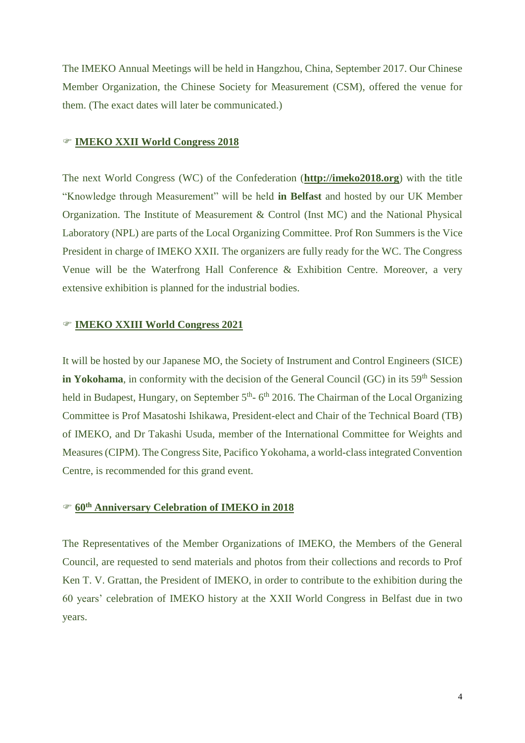The IMEKO Annual Meetings will be held in Hangzhou, China, September 2017. Our Chinese Member Organization, the Chinese Society for Measurement (CSM), offered the venue for them. (The exact dates will later be communicated.)

☞ **IMEKO XXII World Congress 2018**

The next World Congress (WC) of the Confederation (**http://imeko2018.org**) with the title "Knowledge through Measurement" will be held **in Belfast** and hosted by our UK Member Organization. The Institute of Measurement & Control (Inst MC) and the National Physical Laboratory (NPL) are parts of the Local Organizing Committee. Prof Ron Summers is the Vice President in charge of IMEKO XXII. The organizers are fully ready for the WC. The Congress Venue will be the Waterfrong Hall Conference & Exhibition Centre. Moreover, a very extensive exhibition is planned for the industrial bodies.

☞ **IMEKO XXIII World Congress 2021**

It will be hosted by our Japanese MO, the Society of Instrument and Control Engineers (SICE) **in Yokohama**, in conformity with the decision of the General Council (GC) in its 59th Session held in Budapest, Hungary, on September 5th- 6th 2016. The Chairman of the Local Organizing Committee is Prof Masatoshi Ishikawa, President-elect and Chair of the Technical Board (TB) of IMEKO, and Dr Takashi Usuda, member of the International Committee for Weights and Measures (CIPM). The Congress Site, Pacifico Yokohama, a world-class integrated Convention Centre, is recommended for this grand event.

☞ **60th Anniversary Celebration of IMEKO in 2018**

The Representatives of the Member Organizations of IMEKO, the Members of the General Council, are requested to send materials and photos from their collections and records to Prof Ken T. V. Grattan, the President of IMEKO, in order to contribute to the exhibition during the 60 years' celebration of IMEKO history at the XXII World Congress in Belfast due in two years.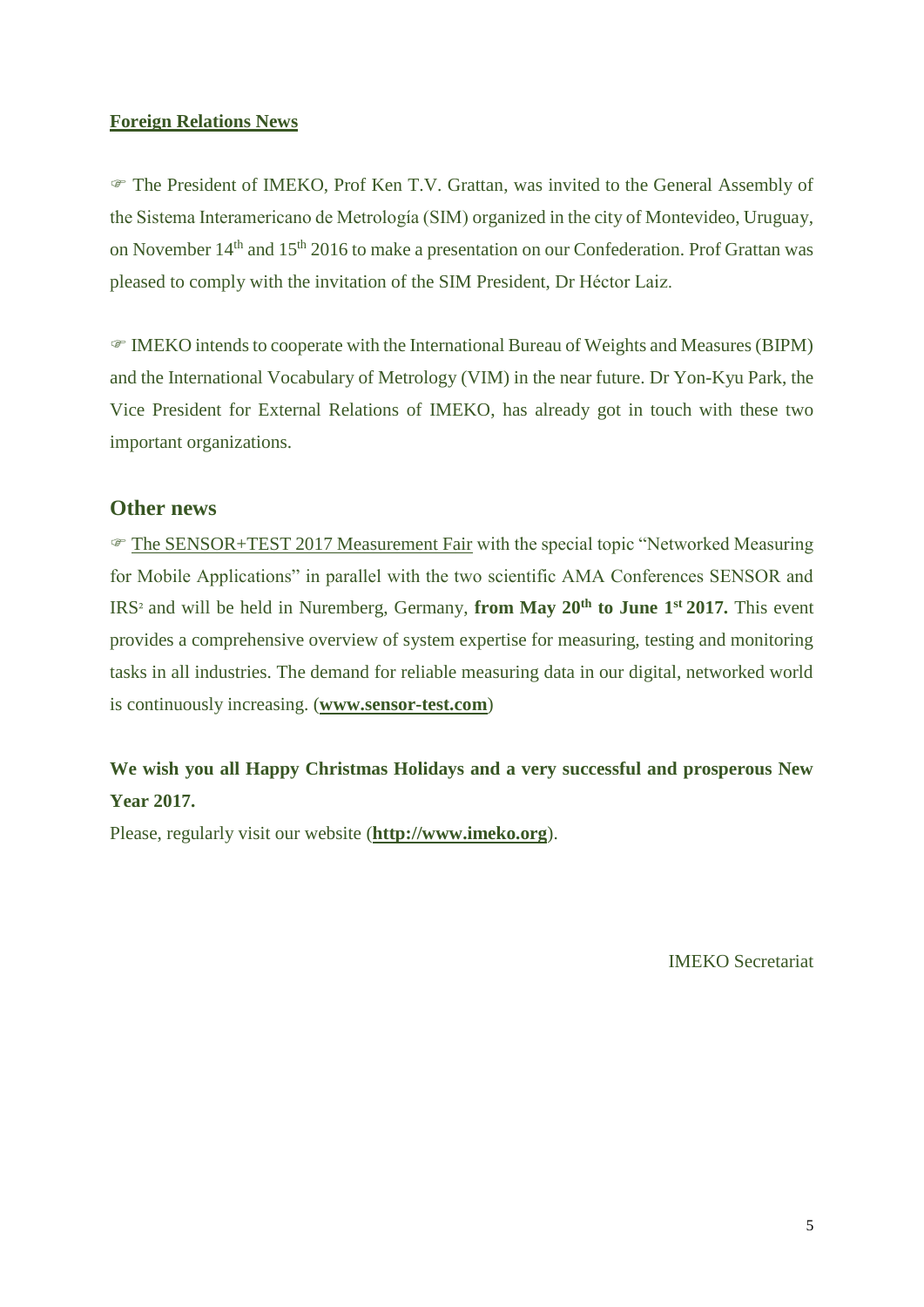**Foreign Relations News**

☞ The President of IMEKO, Prof Ken T.V. Grattan, was invited to the General Assembly of the Sistema Interamericano de Metrología (SIM) organized in the city of Montevideo, Uruguay, on November 14th and 15th 2016 to make a presentation on our Confederation. Prof Grattan was pleased to comply with the invitation of the SIM President, Dr Héctor Laiz.

☞ IMEKO intends to cooperate with the International Bureau of Weights and Measures (BIPM) and the International Vocabulary of Metrology (VIM) in the near future. Dr Yon-Kyu Park, the Vice President for External Relations of IMEKO, has already got in touch with these two important organizations.

## Other news

☞ The SENSOR+TEST 2017 Measurement Fair with the special topic "Networked Measuring for Mobile Applications" in parallel with the two scientific AMA Conferences SENSOR and IRS² and will be held in Nuremberg, Germany, **from May 20th to June 1st 2017.** This event provides a comprehensive overview of system expertise for measuring, testing and monitoring tasks in all industries. The demand for reliable measuring data in our digital, networked world is continuously increasing. (**www.sensor-test.com**)

**We wish you all Happy Christmas Holidays and a very successful and prosperous New Year 2017.**

Please, regularly visit our website (**http://www.imeko.org**).

IMEKO Secretariat